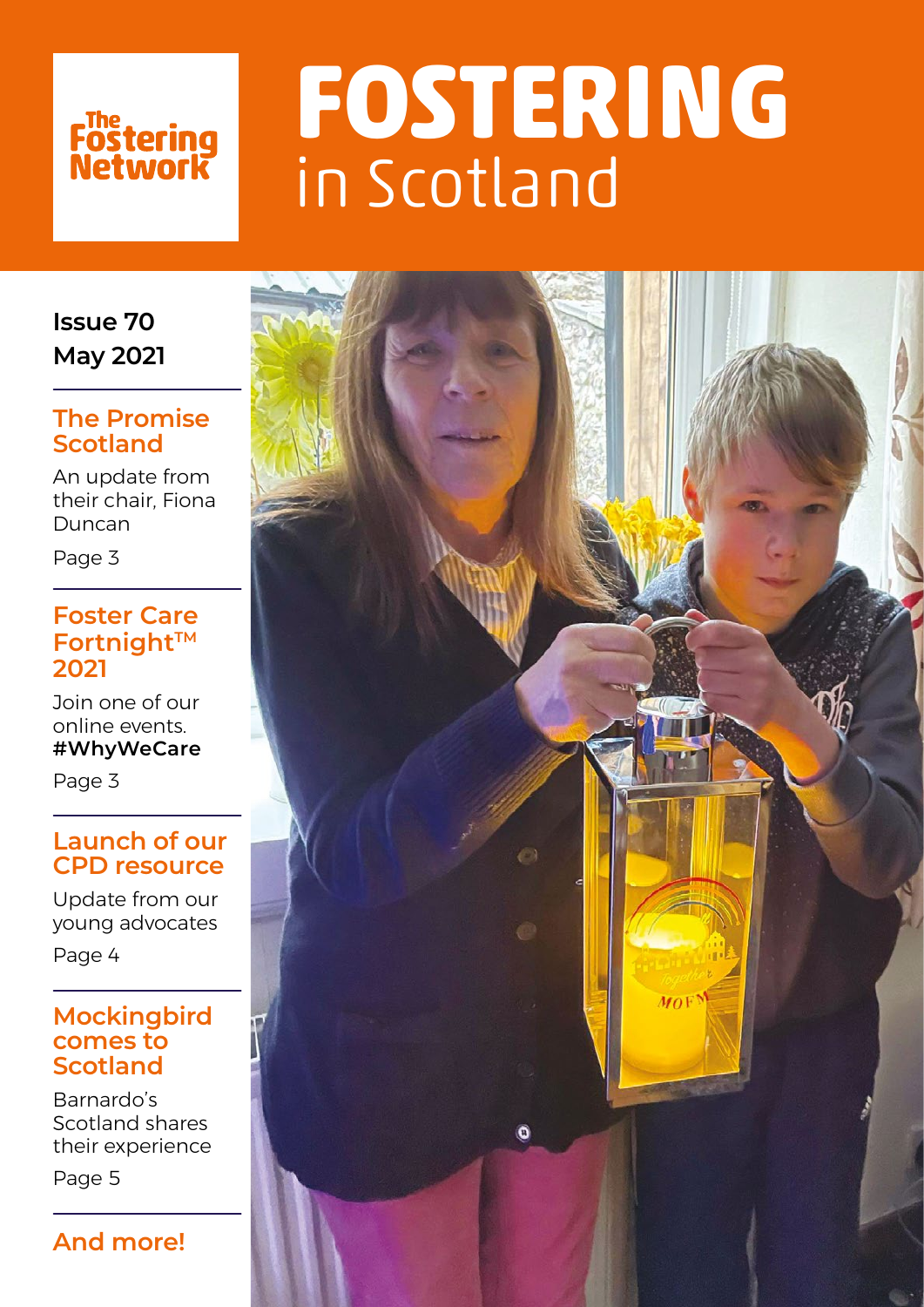The Fostering Network

# FOSTERING
## in Scotland

**Issue 70**
**May 2021**

### The Promise Scotland

An update from their chair, Fiona Duncan

Page 3

### Foster Care Fortnight™ 2021

Join one of our online events.
**#WhyWeCare**

Page 3

### Launch of our CPD resource

Update from our young advocates

Page 4

### Mockingbird comes to Scotland

Barnardo's Scotland shares their experience

Page 5

### And more!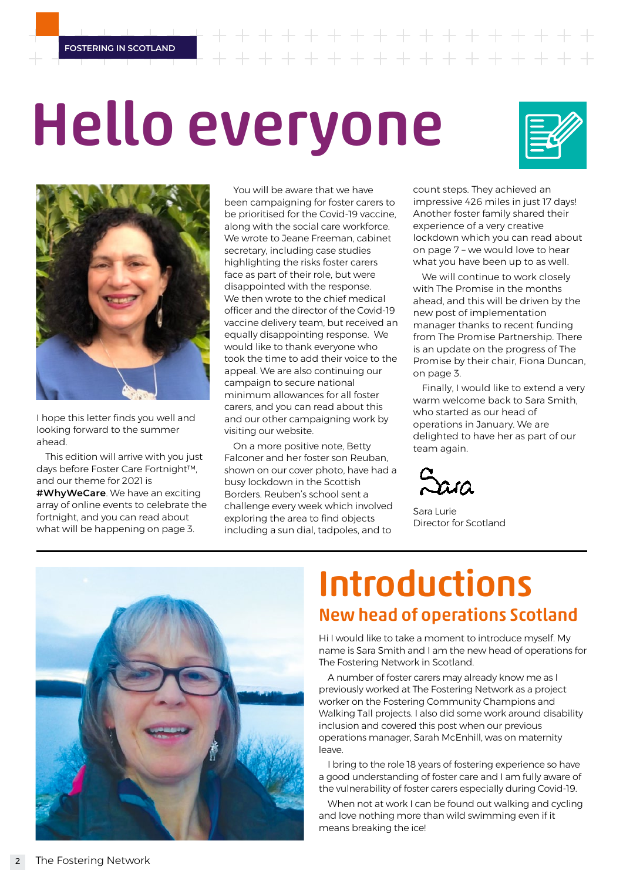# Hello everyone

I hope this letter finds you well and looking forward to the summer ahead.

This edition will arrive with you just days before Foster Care Fortnight™, and our theme for 2021 is **#WhyWeCare**. We have an exciting array of online events to celebrate the fortnight, and you can read about what will be happening on page 3.

You will be aware that we have been campaigning for foster carers to be prioritised for the Covid-19 vaccine, along with the social care workforce. We wrote to Jeane Freeman, cabinet secretary, including case studies highlighting the risks foster carers face as part of their role, but were disappointed with the response. We then wrote to the chief medical officer and the director of the Covid-19 vaccine delivery team, but received an equally disappointing response. We would like to thank everyone who took the time to add their voice to the appeal. We are also continuing our campaign to secure national minimum allowances for all foster carers, and you can read about this and our other campaigning work by visiting our website.

On a more positive note, Betty Falconer and her foster son Reuban, shown on our cover photo, have had a busy lockdown in the Scottish Borders. Reuben's school sent a challenge every week which involved exploring the area to find objects including a sun dial, tadpoles, and to count steps. They achieved an impressive 426 miles in just 17 days! Another foster family shared their experience of a very creative lockdown which you can read about on page 7 – we would love to hear what you have been up to as well.

We will continue to work closely with The Promise in the months ahead, and this will be driven by the new post of implementation manager thanks to recent funding from The Promise Partnership. There is an update on the progress of The Promise by their chair, Fiona Duncan, on page 3.

Finally, I would like to extend a very warm welcome back to Sara Smith, who started as our head of operations in January. We are delighted to have her as part of our team again.

Sara

Sara Lurie
Director for Scotland

# Introductions

## New head of operations Scotland

Hi I would like to take a moment to introduce myself. My name is Sara Smith and I am the new head of operations for The Fostering Network in Scotland.

A number of foster carers may already know me as I previously worked at The Fostering Network as a project worker on the Fostering Community Champions and Walking Tall projects. I also did some work around disability inclusion and covered this post when our previous operations manager, Sarah McEnhill, was on maternity leave.

I bring to the role 18 years of fostering experience so have a good understanding of foster care and I am fully aware of the vulnerability of foster carers especially during Covid-19.

When not at work I can be found out walking and cycling and love nothing more than wild swimming even if it means breaking the ice!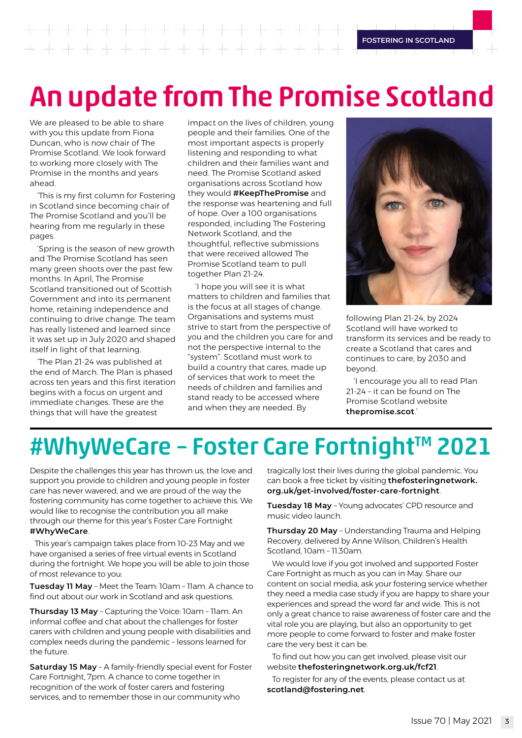# An update from The Promise Scotland

We are pleased to be able to share with you this update from Fiona Duncan, who is now chair of The Promise Scotland. We look forward to working more closely with The Promise in the months and years ahead.

'This is my first column for Fostering in Scotland since becoming chair of The Promise Scotland and you'll be hearing from me regularly in these pages.

'Spring is the season of new growth and The Promise Scotland has seen many green shoots over the past few months. In April, The Promise Scotland transitioned out of Scottish Government and into its permanent home, retaining independence and continuing to drive change. The team has really listened and learned since it was set up in July 2020 and shaped itself in light of that learning.

'The Plan 21-24 was published at the end of March. The Plan is phased across ten years and this first iteration begins with a focus on urgent and immediate changes. These are the things that will have the greatest impact on the lives of children, young people and their families. One of the most important aspects is properly listening and responding to what children and their families want and need. The Promise Scotland asked organisations across Scotland how they would **#KeepThePromise** and the response was heartening and full of hope. Over a 100 organisations responded, including The Fostering Network Scotland, and the thoughtful, reflective submissions that were received allowed The Promise Scotland team to pull together Plan 21-24.

'I hope you will see it is what matters to children and families that is the focus at all stages of change. Organisations and systems must strive to start from the perspective of you and the children you care for and not the perspective internal to the "system". Scotland must work to build a country that cares, made up of services that work to meet the needs of children and families and stand ready to be accessed where and when they are needed. By following Plan 21-24, by 2024 Scotland will have worked to transform its services and be ready to create a Scotland that cares and continues to care, by 2030 and beyond.

'I encourage you all to read Plan 21-24 – it can be found on The Promise Scotland website **thepromise.scot**.'

# #WhyWeCare – Foster Care Fortnight™ 2021

Despite the challenges this year has thrown us, the love and support you provide to children and young people in foster care has never wavered, and we are proud of the way the fostering community has come together to achieve this. We would like to recognise the contribution you all make through our theme for this year's Foster Care Fortnight **#WhyWeCare**.

This year's campaign takes place from 10-23 May and we have organised a series of free virtual events in Scotland during the fortnight. We hope you will be able to join those of most relevance to you:

**Tuesday 11 May** – Meet the Team: 10am – 11am. A chance to find out about our work in Scotland and ask questions.

**Thursday 13 May** – Capturing the Voice: 10am – 11am. An informal coffee and chat about the challenges for foster carers with children and young people with disabilities and complex needs during the pandemic – lessons learned for the future.

**Saturday 15 May** – A family-friendly special event for Foster Care Fortnight, 7pm. A chance to come together in recognition of the work of foster carers and fostering services, and to remember those in our community who tragically lost their lives during the global pandemic. You can book a free ticket by visiting **thefosteringnetwork.org.uk/get-involved/foster-care-fortnight**.

**Tuesday 18 May** – Young advocates' CPD resource and music video launch.

**Thursday 20 May** – Understanding Trauma and Helping Recovery, delivered by Anne Wilson, Children's Health Scotland, 10am – 11.30am.

We would love if you got involved and supported Foster Care Fortnight as much as you can in May. Share our content on social media, ask your fostering service whether they need a media case study if you are happy to share your experiences and spread the word far and wide. This is not only a great chance to raise awareness of foster care and the vital role you are playing, but also an opportunity to get more people to come forward to foster and make foster care the very best it can be.

To find out how you can get involved, please visit our website **thefosteringnetwork.org.uk/fcf21**.

To register for any of the events, please contact us at **scotland@fostering.net**.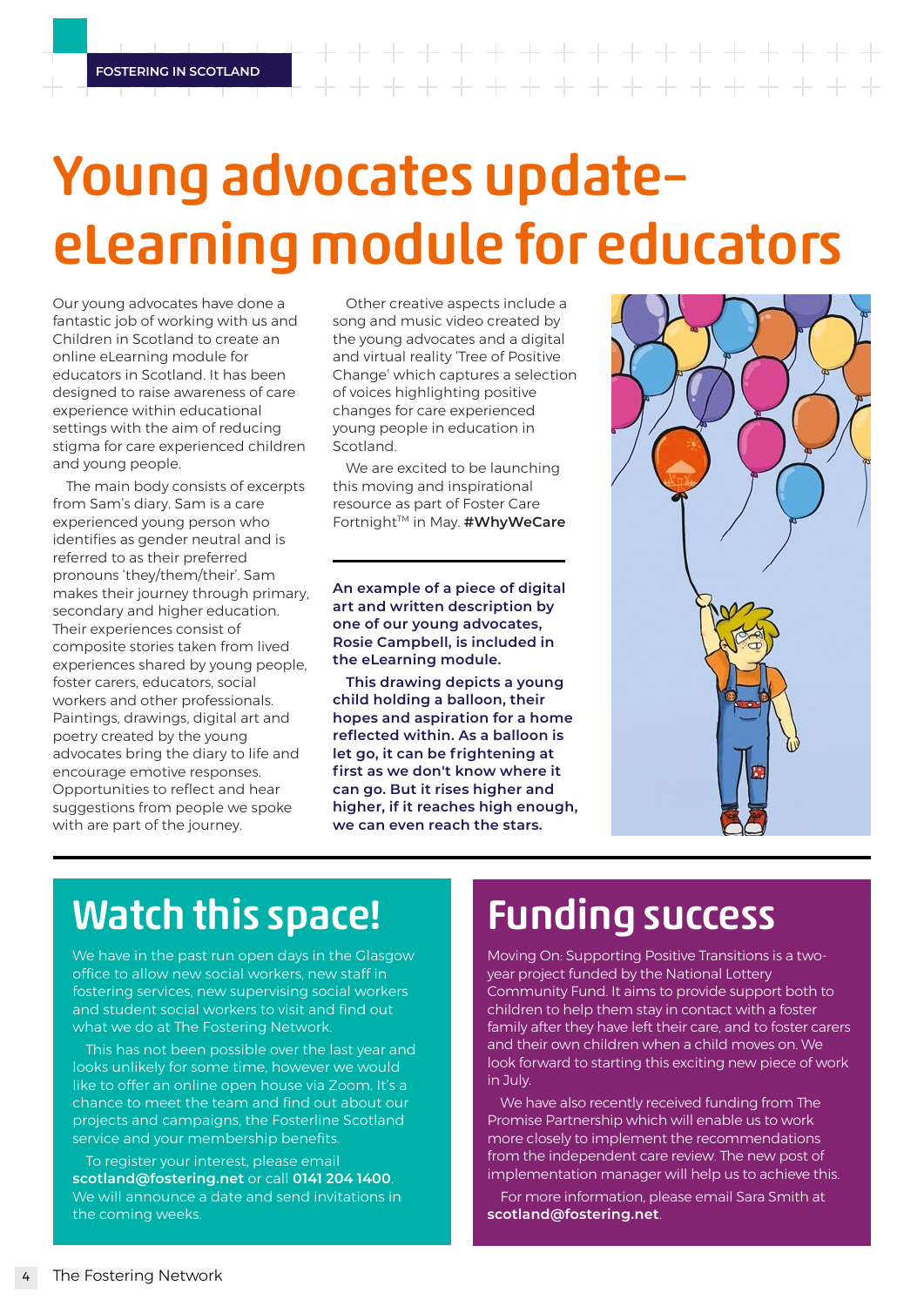FOSTERING IN SCOTLAND

# Young advocates update– eLearning module for educators

Our young advocates have done a fantastic job of working with us and Children in Scotland to create an online eLearning module for educators in Scotland. It has been designed to raise awareness of care experience within educational settings with the aim of reducing stigma for care experienced children and young people.

The main body consists of excerpts from Sam's diary. Sam is a care experienced young person who identifies as gender neutral and is referred to as their preferred pronouns 'they/them/their'. Sam makes their journey through primary, secondary and higher education. Their experiences consist of composite stories taken from lived experiences shared by young people, foster carers, educators, social workers and other professionals. Paintings, drawings, digital art and poetry created by the young advocates bring the diary to life and encourage emotive responses. Opportunities to reflect and hear suggestions from people we spoke with are part of the journey.

Other creative aspects include a song and music video created by the young advocates and a digital and virtual reality 'Tree of Positive Change' which captures a selection of voices highlighting positive changes for care experienced young people in education in Scotland.

We are excited to be launching this moving and inspirational resource as part of Foster Care Fortnight™ in May. **#WhyWeCare**

**An example of a piece of digital art and written description by one of our young advocates, Rosie Campbell, is included in the eLearning module.**

**This drawing depicts a young child holding a balloon, their hopes and aspiration for a home reflected within. As a balloon is let go, it can be frightening at first as we don't know where it can go. But it rises higher and higher, if it reaches high enough, we can even reach the stars.**

## Watch this space!

We have in the past run open days in the Glasgow office to allow new social workers, new staff in fostering services, new supervising social workers and student social workers to visit and find out what we do at The Fostering Network.

This has not been possible over the last year and looks unlikely for some time, however we would like to offer an online open house via Zoom. It's a chance to meet the team and find out about our projects and campaigns, the Fosterline Scotland service and your membership benefits.

To register your interest, please email **scotland@fostering.net** or call **0141 204 1400**. We will announce a date and send invitations in the coming weeks.

## Funding success

Moving On: Supporting Positive Transitions is a two-year project funded by the National Lottery Community Fund. It aims to provide support both to children to help them stay in contact with a foster family after they have left their care, and to foster carers and their own children when a child moves on. We look forward to starting this exciting new piece of work in July.

We have also recently received funding from The Promise Partnership which will enable us to work more closely to implement the recommendations from the independent care review. The new post of implementation manager will help us to achieve this.

For more information, please email Sara Smith at **scotland@fostering.net**.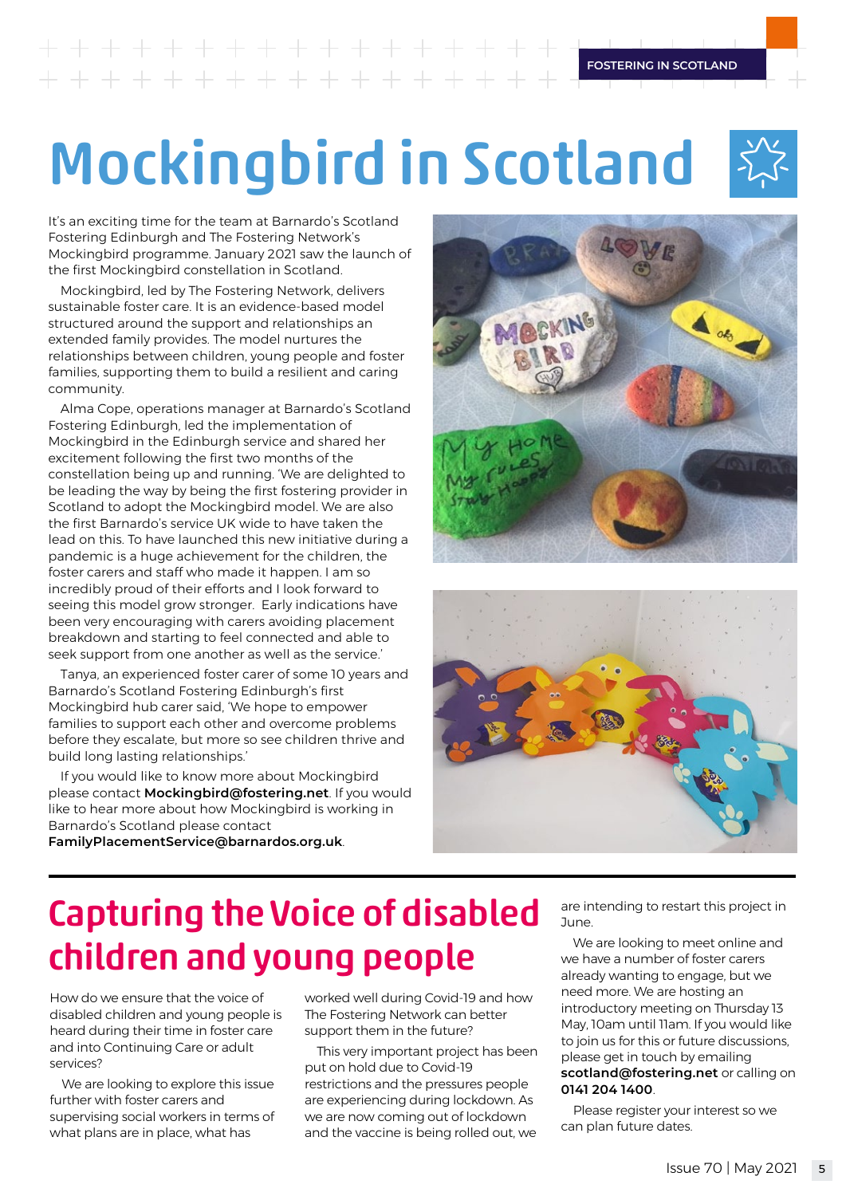# Mockingbird in Scotland

It's an exciting time for the team at Barnardo's Scotland Fostering Edinburgh and The Fostering Network's Mockingbird programme. January 2021 saw the launch of the first Mockingbird constellation in Scotland.

Mockingbird, led by The Fostering Network, delivers sustainable foster care. It is an evidence-based model structured around the support and relationships an extended family provides. The model nurtures the relationships between children, young people and foster families, supporting them to build a resilient and caring community.

Alma Cope, operations manager at Barnardo's Scotland Fostering Edinburgh, led the implementation of Mockingbird in the Edinburgh service and shared her excitement following the first two months of the constellation being up and running. 'We are delighted to be leading the way by being the first fostering provider in Scotland to adopt the Mockingbird model. We are also the first Barnardo's service UK wide to have taken the lead on this. To have launched this new initiative during a pandemic is a huge achievement for the children, the foster carers and staff who made it happen. I am so incredibly proud of their efforts and I look forward to seeing this model grow stronger. Early indications have been very encouraging with carers avoiding placement breakdown and starting to feel connected and able to seek support from one another as well as the service.'

Tanya, an experienced foster carer of some 10 years and Barnardo's Scotland Fostering Edinburgh's first Mockingbird hub carer said, 'We hope to empower families to support each other and overcome problems before they escalate, but more so see children thrive and build long lasting relationships.'

If you would like to know more about Mockingbird please contact **Mockingbird@fostering.net**. If you would like to hear more about how Mockingbird is working in Barnardo's Scotland please contact **FamilyPlacementService@barnardos.org.uk**.

# Capturing the Voice of disabled children and young people

How do we ensure that the voice of disabled children and young people is heard during their time in foster care and into Continuing Care or adult services?

We are looking to explore this issue further with foster carers and supervising social workers in terms of what plans are in place, what has worked well during Covid-19 and how The Fostering Network can better support them in the future?

This very important project has been put on hold due to Covid-19 restrictions and the pressures people are experiencing during lockdown. As we are now coming out of lockdown and the vaccine is being rolled out, we are intending to restart this project in June.

We are looking to meet online and we have a number of foster carers already wanting to engage, but we need more. We are hosting an introductory meeting on Thursday 13 May, 10am until 11am. If you would like to join us for this or future discussions, please get in touch by emailing **scotland@fostering.net** or calling on **0141 204 1400**.

Please register your interest so we can plan future dates.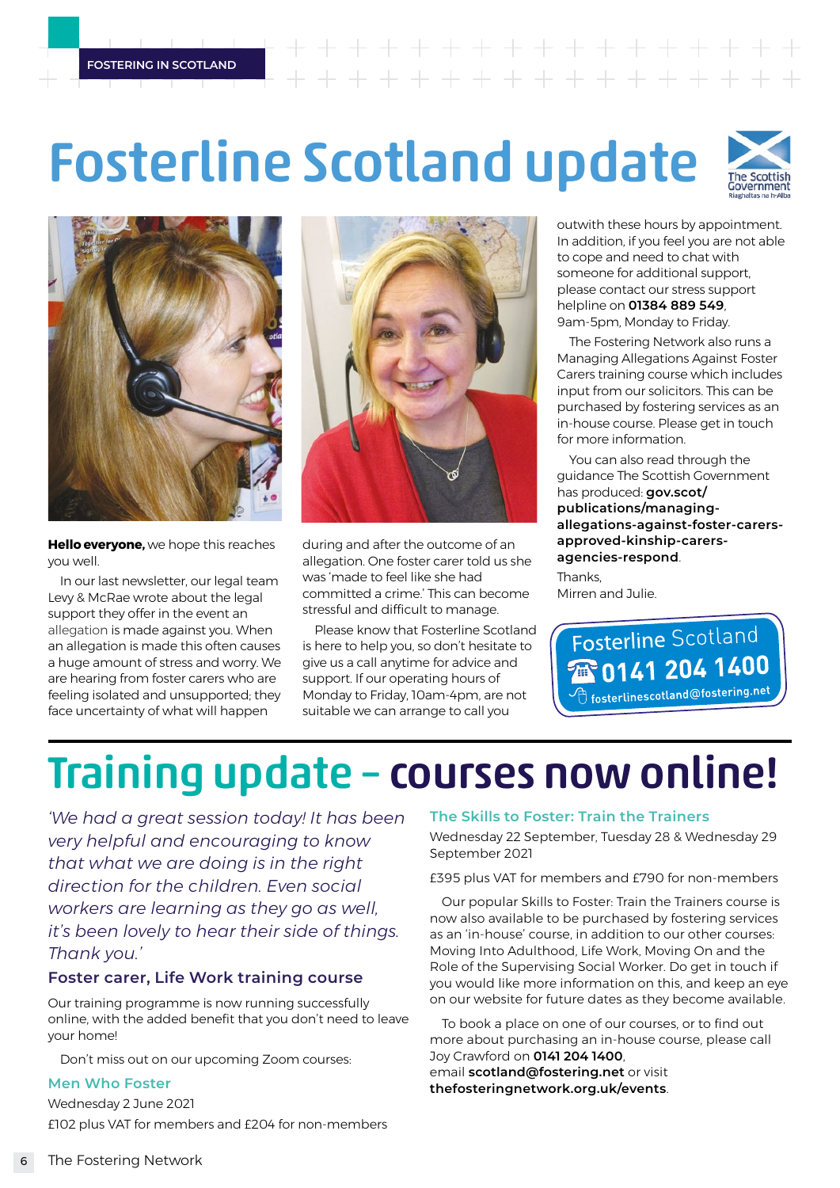FOSTERING IN SCOTLAND

# Fosterline Scotland update

**Hello everyone,** we hope this reaches you well.

In our last newsletter, our legal team Levy & McRae wrote about the legal support they offer in the event an allegation is made against you. When an allegation is made this often causes a huge amount of stress and worry. We are hearing from foster carers who are feeling isolated and unsupported; they face uncertainty of what will happen during and after the outcome of an allegation. One foster carer told us she was 'made to feel like she had committed a crime.' This can become stressful and difficult to manage.

Please know that Fosterline Scotland is here to help you, so don't hesitate to give us a call anytime for advice and support. If our operating hours of Monday to Friday, 10am-4pm, are not suitable we can arrange to call you outwith these hours by appointment. In addition, if you feel you are not able to cope and need to chat with someone for additional support, please contact our stress support helpline on **01384 889 549**, 9am-5pm, Monday to Friday.

The Fostering Network also runs a Managing Allegations Against Foster Carers training course which includes input from our solicitors. This can be purchased by fostering services as an in-house course. Please get in touch for more information.

You can also read through the guidance The Scottish Government has produced: **gov.scot/publications/managing-allegations-against-foster-carers-approved-kinship-carers-agencies-respond**.

Thanks,
Mirren and Julie.

Fosterline Scotland
0141 204 1400
fosterlinescotland@fostering.net

# Training update – courses now online!

*'We had a great session today! It has been very helpful and encouraging to know that what we are doing is in the right direction for the children. Even social workers are learning as they go as well, it's been lovely to hear their side of things. Thank you.'*

### Foster carer, Life Work training course

Our training programme is now running successfully online, with the added benefit that you don't need to leave your home!

Don't miss out on our upcoming Zoom courses:

### Men Who Foster

Wednesday 2 June 2021

£102 plus VAT for members and £204 for non-members

### The Skills to Foster: Train the Trainers

Wednesday 22 September, Tuesday 28 & Wednesday 29 September 2021

£395 plus VAT for members and £790 for non-members

Our popular Skills to Foster: Train the Trainers course is now also available to be purchased by fostering services as an 'in-house' course, in addition to our other courses: Moving Into Adulthood, Life Work, Moving On and the Role of the Supervising Social Worker. Do get in touch if you would like more information on this, and keep an eye on our website for future dates as they become available.

To book a place on one of our courses, or to find out more about purchasing an in-house course, please call Joy Crawford on **0141 204 1400**, email **scotland@fostering.net** or visit **thefosteringnetwork.org.uk/events**.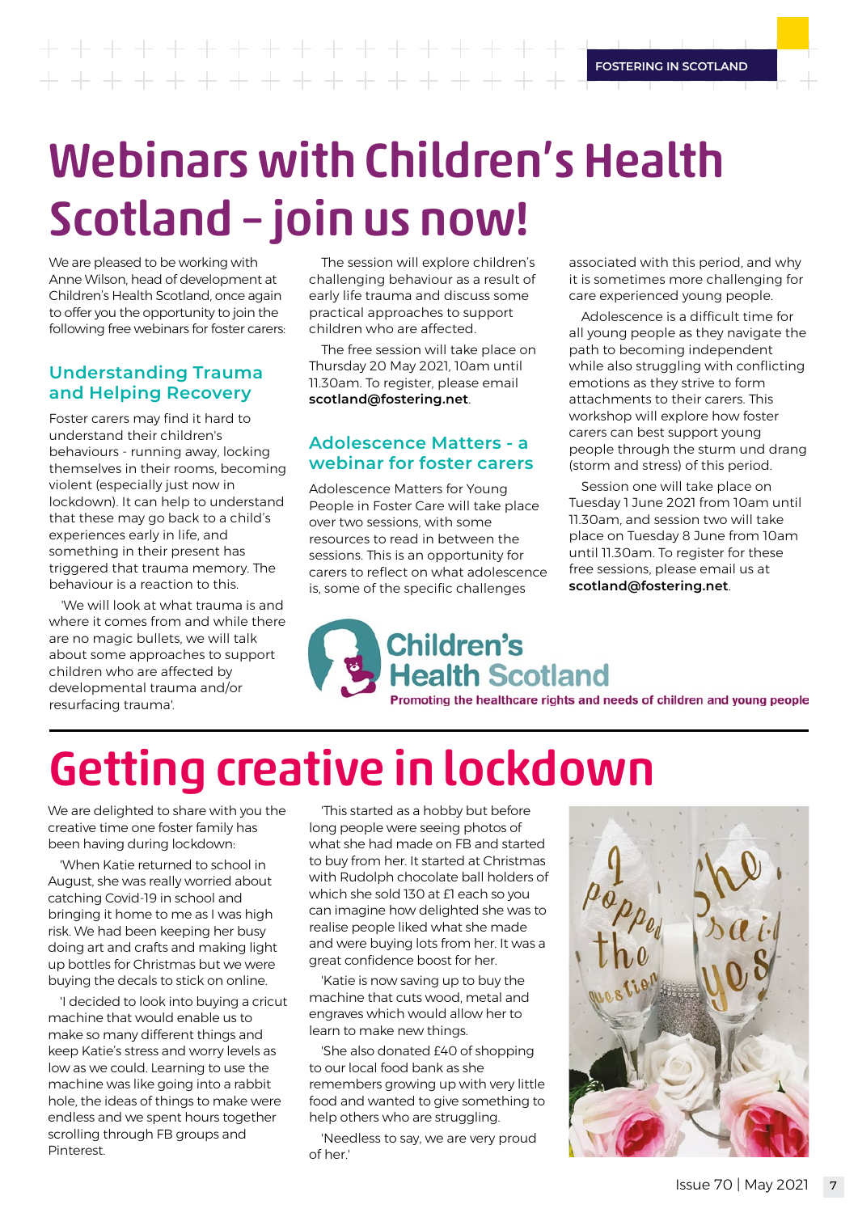# Webinars with Children's Health Scotland – join us now!

We are pleased to be working with Anne Wilson, head of development at Children's Health Scotland, once again to offer you the opportunity to join the following free webinars for foster carers:

## Understanding Trauma and Helping Recovery

Foster carers may find it hard to understand their children's behaviours - running away, locking themselves in their rooms, becoming violent (especially just now in lockdown). It can help to understand that these may go back to a child's experiences early in life, and something in their present has triggered that trauma memory. The behaviour is a reaction to this.

'We will look at what trauma is and where it comes from and while there are no magic bullets, we will talk about some approaches to support children who are affected by developmental trauma and/or resurfacing trauma'.

The session will explore children's challenging behaviour as a result of early life trauma and discuss some practical approaches to support children who are affected.

The free session will take place on Thursday 20 May 2021, 10am until 11.30am. To register, please email **scotland@fostering.net**.

## Adolescence Matters - a webinar for foster carers

Adolescence Matters for Young People in Foster Care will take place over two sessions, with some resources to read in between the sessions. This is an opportunity for carers to reflect on what adolescence is, some of the specific challenges associated with this period, and why it is sometimes more challenging for care experienced young people.

Adolescence is a difficult time for all young people as they navigate the path to becoming independent while also struggling with conflicting emotions as they strive to form attachments to their carers. This workshop will explore how foster carers can best support young people through the sturm und drang (storm and stress) of this period.

Session one will take place on Tuesday 1 June 2021 from 10am until 11.30am, and session two will take place on Tuesday 8 June from 10am until 11.30am. To register for these free sessions, please email us at **scotland@fostering.net**.

Children's Health Scotland
Promoting the healthcare rights and needs of children and young people

# Getting creative in lockdown

We are delighted to share with you the creative time one foster family has been having during lockdown:

'When Katie returned to school in August, she was really worried about catching Covid-19 in school and bringing it home to me as I was high risk. We had been keeping her busy doing art and crafts and making light up bottles for Christmas but we were buying the decals to stick on online.

'I decided to look into buying a cricut machine that would enable us to make so many different things and keep Katie's stress and worry levels as low as we could. Learning to use the machine was like going into a rabbit hole, the ideas of things to make were endless and we spent hours together scrolling through FB groups and Pinterest.

'This started as a hobby but before long people were seeing photos of what she had made on FB and started to buy from her. It started at Christmas with Rudolph chocolate ball holders of which she sold 130 at £1 each so you can imagine how delighted she was to realise people liked what she made and were buying lots from her. It was a great confidence boost for her.

'Katie is now saving up to buy the machine that cuts wood, metal and engraves which would allow her to learn to make new things.

'She also donated £40 of shopping to our local food bank as she remembers growing up with very little food and wanted to give something to help others who are struggling.

'Needless to say, we are very proud of her.'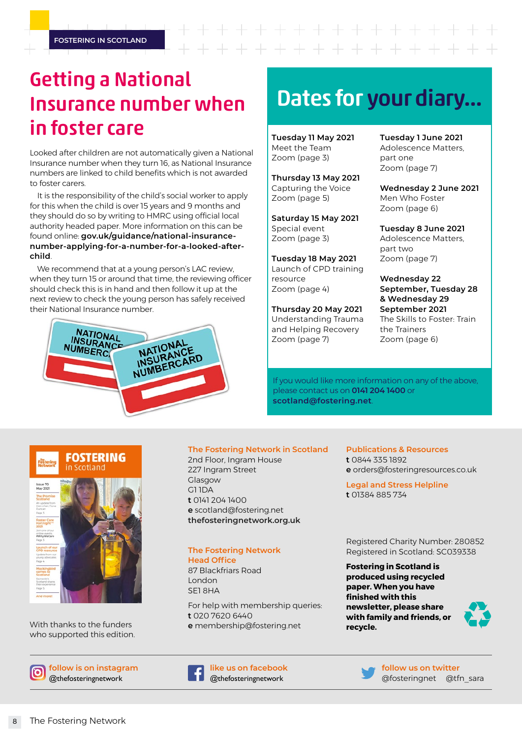FOSTERING IN SCOTLAND

# Getting a National Insurance number when in foster care

Looked after children are not automatically given a National Insurance number when they turn 16, as National Insurance numbers are linked to child benefits which is not awarded to foster carers.

It is the responsibility of the child's social worker to apply for this when the child is over 15 years and 9 months and they should do so by writing to HMRC using official local authority headed paper. More information on this can be found online: **gov.uk/guidance/national-insurance-number-applying-for-a-number-for-a-looked-after-child**.

We recommend that at a young person's LAC review, when they turn 15 or around that time, the reviewing officer should check this is in hand and then follow it up at the next review to check the young person has safely received their National Insurance number.

# Dates for your diary...

**Tuesday 11 May 2021**
Meet the Team
Zoom (page 3)

**Thursday 13 May 2021**
Capturing the Voice
Zoom (page 5)

**Saturday 15 May 2021**
Special event
Zoom (page 3)

**Tuesday 18 May 2021**
Launch of CPD training resource
Zoom (page 4)

**Thursday 20 May 2021**
Understanding Trauma and Helping Recovery
Zoom (page 7)

**Tuesday 1 June 2021**
Adolescence Matters, part one
Zoom (page 7)

**Wednesday 2 June 2021**
Men Who Foster
Zoom (page 6)

**Tuesday 8 June 2021**
Adolescence Matters, part two
Zoom (page 7)

**Wednesday 22 September, Tuesday 28 & Wednesday 29 September 2021**
The Skills to Foster: Train the Trainers
Zoom (page 6)

If you would like more information on any of the above, please contact us on **0141 204 1400** or **scotland@fostering.net**.

With thanks to the funders who supported this edition.

**The Fostering Network in Scotland**
2nd Floor, Ingram House
227 Ingram Street
Glasgow
G1 1DA
**t** 0141 204 1400
**e** scotland@fostering.net
**thefosteringnetwork.org.uk**

**The Fostering Network Head Office**
87 Blackfriars Road
London
SE1 8HA

For help with membership queries:
**t** 020 7620 6440
**e** membership@fostering.net

**Publications & Resources**
**t** 0844 335 1892
**e** orders@fosteringresources.co.uk

**Legal and Stress Helpline**
**t** 01384 885 734

Registered Charity Number: 280852
Registered in Scotland: SC039338

**Fostering in Scotland is produced using recycled paper. When you have finished with this newsletter, please share with family and friends, or recycle.**

follow is on instagram
@thefosteringnetwork

like us on facebook
@thefosteringnetwork

follow us on twitter
@fosteringnet @tfn_sara